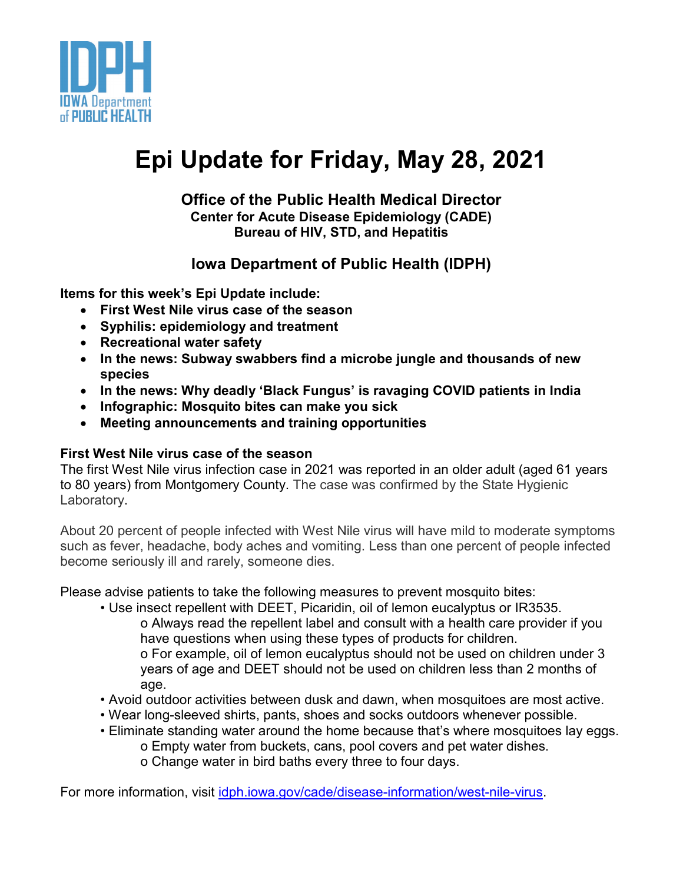# Epi Update for Friday, May 28, 2021

**Office of the Public Health Medical Director**
**Center for Acute Disease Epidemiology (CADE)**
**Bureau of HIV, STD, and Hepatitis**

**Iowa Department of Public Health (IDPH)**

**Items for this week's Epi Update include:**

- **First West Nile virus case of the season**
- **Syphilis: epidemiology and treatment**
- **Recreational water safety**
- **In the news: Subway swabbers find a microbe jungle and thousands of new species**
- **In the news: Why deadly 'Black Fungus' is ravaging COVID patients in India**
- **Infographic: Mosquito bites can make you sick**
- **Meeting announcements and training opportunities**

## First West Nile virus case of the season

The first West Nile virus infection case in 2021 was reported in an older adult (aged 61 years to 80 years) from Montgomery County. The case was confirmed by the State Hygienic Laboratory.

About 20 percent of people infected with West Nile virus will have mild to moderate symptoms such as fever, headache, body aches and vomiting. Less than one percent of people infected become seriously ill and rarely, someone dies.

Please advise patients to take the following measures to prevent mosquito bites:

- Use insect repellent with DEET, Picaridin, oil of lemon eucalyptus or IR3535.
  - Always read the repellent label and consult with a health care provider if you have questions when using these types of products for children.
  - For example, oil of lemon eucalyptus should not be used on children under 3 years of age and DEET should not be used on children less than 2 months of age.
- Avoid outdoor activities between dusk and dawn, when mosquitoes are most active.
- Wear long-sleeved shirts, pants, shoes and socks outdoors whenever possible.
- Eliminate standing water around the home because that's where mosquitoes lay eggs.
  - Empty water from buckets, cans, pool covers and pet water dishes.
  - Change water in bird baths every three to four days.

For more information, visit idph.iowa.gov/cade/disease-information/west-nile-virus.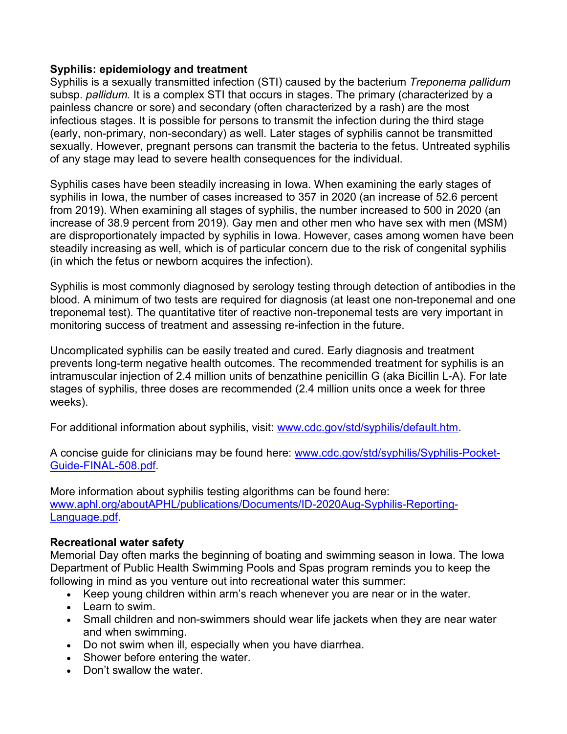**Syphilis: epidemiology and treatment**

Syphilis is a sexually transmitted infection (STI) caused by the bacterium *Treponema pallidum* subsp. *pallidum.* It is a complex STI that occurs in stages. The primary (characterized by a painless chancre or sore) and secondary (often characterized by a rash) are the most infectious stages. It is possible for persons to transmit the infection during the third stage (early, non-primary, non-secondary) as well. Later stages of syphilis cannot be transmitted sexually. However, pregnant persons can transmit the bacteria to the fetus. Untreated syphilis of any stage may lead to severe health consequences for the individual.

Syphilis cases have been steadily increasing in Iowa. When examining the early stages of syphilis in Iowa, the number of cases increased to 357 in 2020 (an increase of 52.6 percent from 2019). When examining all stages of syphilis, the number increased to 500 in 2020 (an increase of 38.9 percent from 2019). Gay men and other men who have sex with men (MSM) are disproportionately impacted by syphilis in Iowa. However, cases among women have been steadily increasing as well, which is of particular concern due to the risk of congenital syphilis (in which the fetus or newborn acquires the infection).

Syphilis is most commonly diagnosed by serology testing through detection of antibodies in the blood. A minimum of two tests are required for diagnosis (at least one non-treponemal and one treponemal test). The quantitative titer of reactive non-treponemal tests are very important in monitoring success of treatment and assessing re-infection in the future.

Uncomplicated syphilis can be easily treated and cured. Early diagnosis and treatment prevents long-term negative health outcomes. The recommended treatment for syphilis is an intramuscular injection of 2.4 million units of benzathine penicillin G (aka Bicillin L-A). For late stages of syphilis, three doses are recommended (2.4 million units once a week for three weeks).

For additional information about syphilis, visit: [www.cdc.gov/std/syphilis/default.htm](www.cdc.gov/std/syphilis/default.htm).

A concise guide for clinicians may be found here: [www.cdc.gov/std/syphilis/Syphilis-Pocket-Guide-FINAL-508.pdf](www.cdc.gov/std/syphilis/Syphilis-Pocket-Guide-FINAL-508.pdf).

More information about syphilis testing algorithms can be found here: [www.aphl.org/aboutAPHL/publications/Documents/ID-2020Aug-Syphilis-Reporting-Language.pdf](www.aphl.org/aboutAPHL/publications/Documents/ID-2020Aug-Syphilis-Reporting-Language.pdf).

**Recreational water safety**

Memorial Day often marks the beginning of boating and swimming season in Iowa. The Iowa Department of Public Health Swimming Pools and Spas program reminds you to keep the following in mind as you venture out into recreational water this summer:

- Keep young children within arm's reach whenever you are near or in the water.
- Learn to swim.
- Small children and non-swimmers should wear life jackets when they are near water and when swimming.
- Do not swim when ill, especially when you have diarrhea.
- Shower before entering the water.
- Don't swallow the water.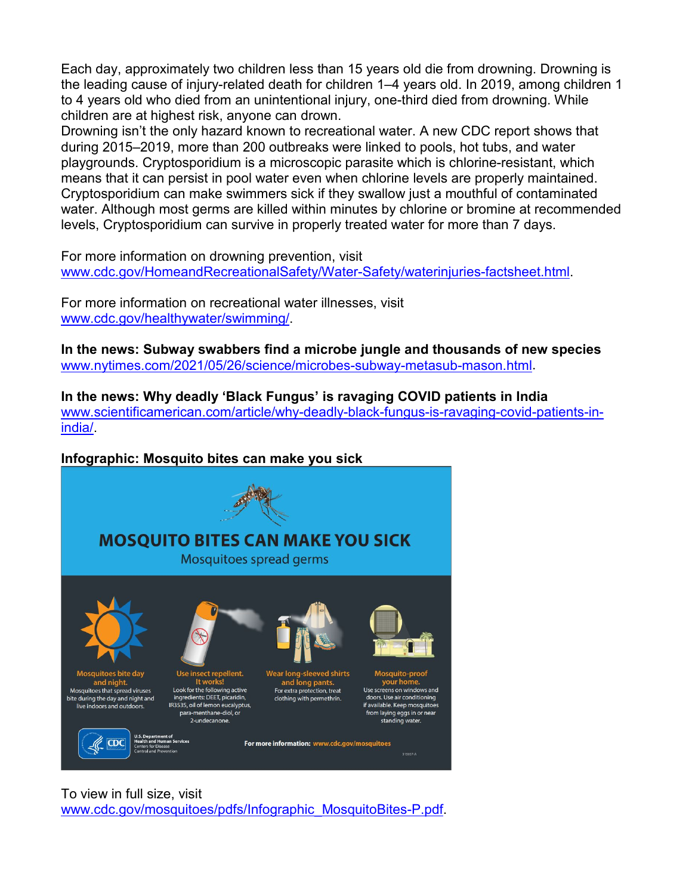Each day, approximately two children less than 15 years old die from drowning. Drowning is the leading cause of injury-related death for children 1–4 years old. In 2019, among children 1 to 4 years old who died from an unintentional injury, one-third died from drowning. While children are at highest risk, anyone can drown.
Drowning isn't the only hazard known to recreational water. A new CDC report shows that during 2015–2019, more than 200 outbreaks were linked to pools, hot tubs, and water playgrounds. Cryptosporidium is a microscopic parasite which is chlorine-resistant, which means that it can persist in pool water even when chlorine levels are properly maintained. Cryptosporidium can make swimmers sick if they swallow just a mouthful of contaminated water. Although most germs are killed within minutes by chlorine or bromine at recommended levels, Cryptosporidium can survive in properly treated water for more than 7 days.

For more information on drowning prevention, visit www.cdc.gov/HomeandRecreationalSafety/Water-Safety/waterinjuries-factsheet.html.

For more information on recreational water illnesses, visit www.cdc.gov/healthywater/swimming/.

**In the news: Subway swabbers find a microbe jungle and thousands of new species**
www.nytimes.com/2021/05/26/science/microbes-subway-metasub-mason.html.

**In the news: Why deadly 'Black Fungus' is ravaging COVID patients in India**
www.scientificamerican.com/article/why-deadly-black-fungus-is-ravaging-covid-patients-in-india/.

**Infographic: Mosquito bites can make you sick**

MOSQUITO BITES CAN MAKE YOU SICK

Mosquitoes spread germs

**Mosquitoes bite day and night.** Mosquitoes that spread viruses bite during the day and night and live indoors and outdoors.

**Use insect repellent. It works!** Look for the following active ingredients: DEET, picaridin, IR3535, oil of lemon eucalyptus, para-menthane-diol, or 2-undecanone.

**Wear long-sleeved shirts and long pants.** For extra protection, treat clothing with permethrin.

**Mosquito-proof your home.** Use screens on windows and doors. Use air conditioning if available. Keep mosquitoes from laying eggs in or near standing water.

U.S. Department of Health and Human Services, Centers for Disease Control and Prevention

For more information: www.cdc.gov/mosquitoes

To view in full size, visit www.cdc.gov/mosquitoes/pdfs/Infographic_MosquitoBites-P.pdf.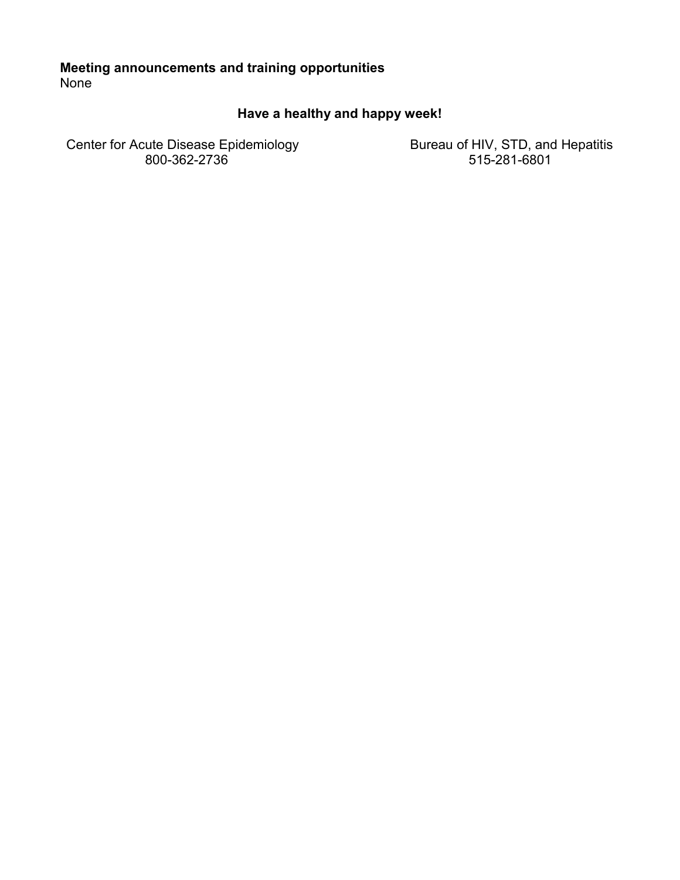**Meeting announcements and training opportunities**
None

**Have a healthy and happy week!**

Center for Acute Disease Epidemiology
800-362-2736

Bureau of HIV, STD, and Hepatitis
515-281-6801